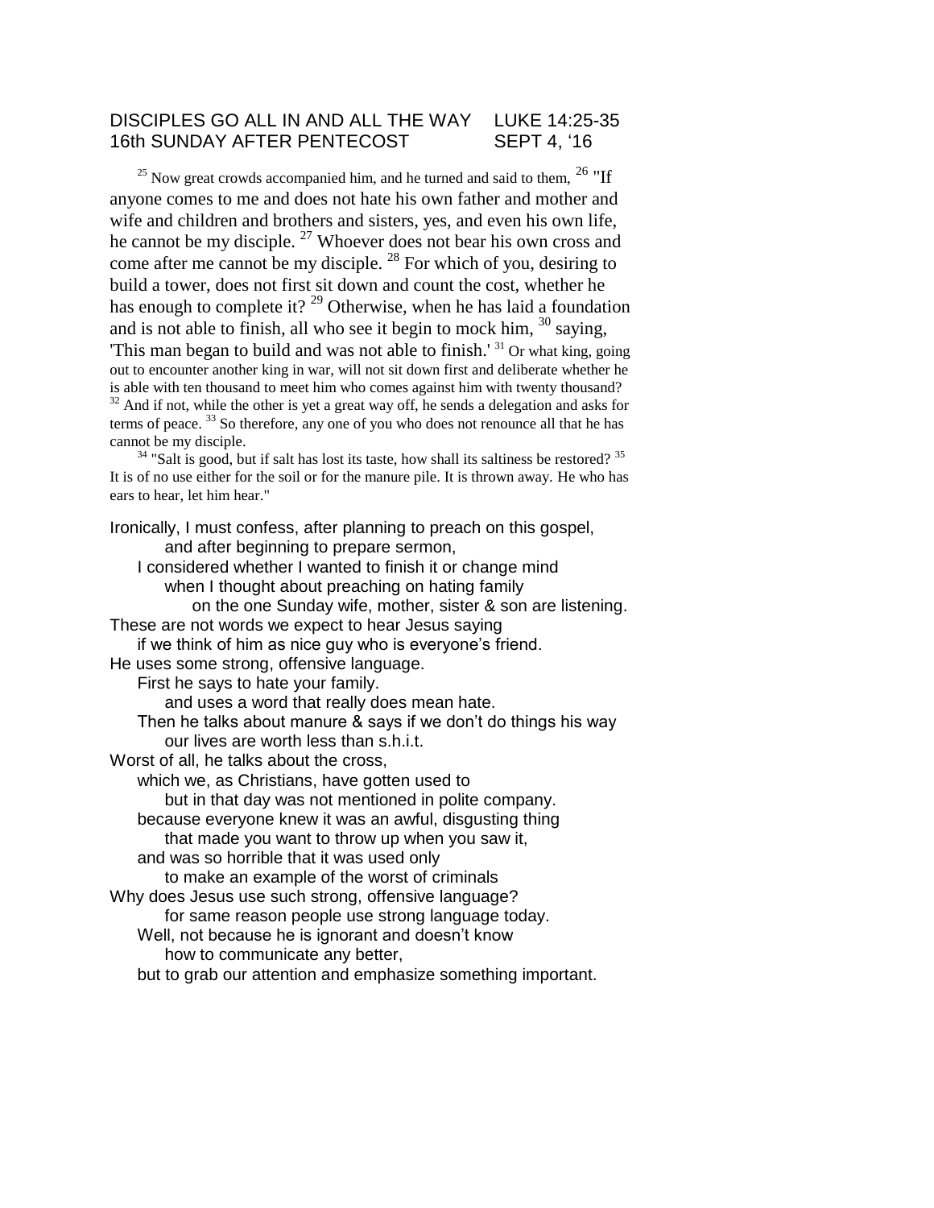DISCIPLES GO ALL IN AND ALL THE WAY    LUKE 14:25-35
16th SUNDAY AFTER PENTECOST    SEPT 4, '16

[25] Now great crowds accompanied him, and he turned and said to them, [26] "If anyone comes to me and does not hate his own father and mother and wife and children and brothers and sisters, yes, and even his own life, he cannot be my disciple. [27] Whoever does not bear his own cross and come after me cannot be my disciple. [28] For which of you, desiring to build a tower, does not first sit down and count the cost, whether he has enough to complete it? [29] Otherwise, when he has laid a foundation and is not able to finish, all who see it begin to mock him, [30] saying, 'This man began to build and was not able to finish.' [31] Or what king, going out to encounter another king in war, will not sit down first and deliberate whether he is able with ten thousand to meet him who comes against him with twenty thousand? [32] And if not, while the other is yet a great way off, he sends a delegation and asks for terms of peace. [33] So therefore, any one of you who does not renounce all that he has cannot be my disciple.

[34] "Salt is good, but if salt has lost its taste, how shall its saltiness be restored? [35] It is of no use either for the soil or for the manure pile. It is thrown away. He who has ears to hear, let him hear."

Ironically, I must confess, after planning to preach on this gospel,
and after beginning to prepare sermon,
I considered whether I wanted to finish it or change mind
when I thought about preaching on hating family
on the one Sunday wife, mother, sister & son are listening.
These are not words we expect to hear Jesus saying
if we think of him as nice guy who is everyone's friend.
He uses some strong, offensive language.
First he says to hate your family.
and uses a word that really does mean hate.
Then he talks about manure & says if we don't do things his way
our lives are worth less than s.h.i.t.
Worst of all, he talks about the cross,
which we, as Christians, have gotten used to
but in that day was not mentioned in polite company.
because everyone knew it was an awful, disgusting thing
that made you want to throw up when you saw it,
and was so horrible that it was used only
to make an example of the worst of criminals
Why does Jesus use such strong, offensive language?
for same reason people use strong language today.
Well, not because he is ignorant and doesn't know
how to communicate any better,
but to grab our attention and emphasize something important.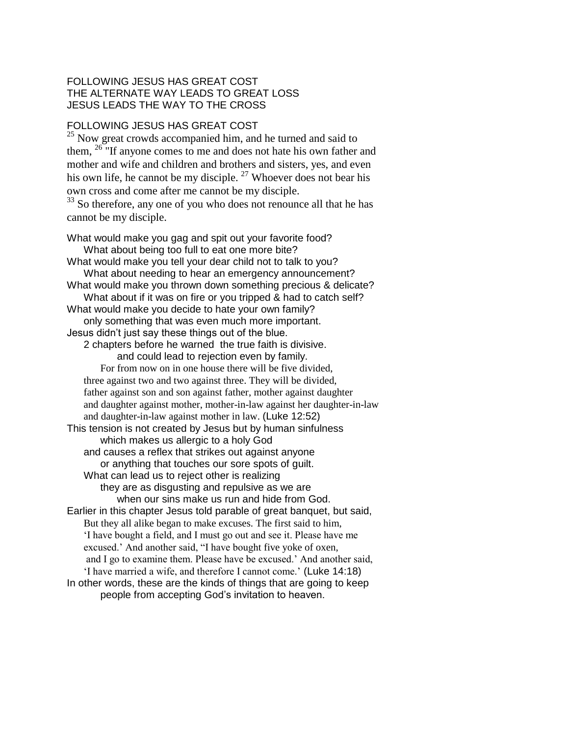FOLLOWING JESUS HAS GREAT COST
THE ALTERNATE WAY LEADS TO GREAT LOSS
JESUS LEADS THE WAY TO THE CROSS

FOLLOWING JESUS HAS GREAT COST

[25] Now great crowds accompanied him, and he turned and said to them, [26] "If anyone comes to me and does not hate his own father and mother and wife and children and brothers and sisters, yes, and even his own life, he cannot be my disciple. [27] Whoever does not bear his own cross and come after me cannot be my disciple.
[33] So therefore, any one of you who does not renounce all that he has cannot be my disciple.

What would make you gag and spit out your favorite food?
    What about being too full to eat one more bite?
What would make you tell your dear child not to talk to you?
    What about needing to hear an emergency announcement?
What would make you thrown down something precious & delicate?
    What about if it was on fire or you tripped & had to catch self?
What would make you decide to hate your own family?
    only something that was even much more important.
Jesus didn't just say these things out of the blue.
    2 chapters before he warned the true faith is divisive.
        and could lead to rejection even by family.
        For from now on in one house there will be five divided,
    three against two and two against three. They will be divided,
    father against son and son against father, mother against daughter
    and daughter against mother, mother-in-law against her daughter-in-law
    and daughter-in-law against mother in law. (Luke 12:52)
This tension is not created by Jesus but by human sinfulness
        which makes us allergic to a holy God
    and causes a reflex that strikes out against anyone
        or anything that touches our sore spots of guilt.
    What can lead us to reject other is realizing
        they are as disgusting and repulsive as we are
            when our sins make us run and hide from God.
Earlier in this chapter Jesus told parable of great banquet, but said,
    But they all alike began to make excuses. The first said to him,
    'I have bought a field, and I must go out and see it. Please have me
    excused.' And another said, "I have bought five yoke of oxen,
    and I go to examine them. Please have be excused.' And another said,
    'I have married a wife, and therefore I cannot come.' (Luke 14:18)
In other words, these are the kinds of things that are going to keep
        people from accepting God's invitation to heaven.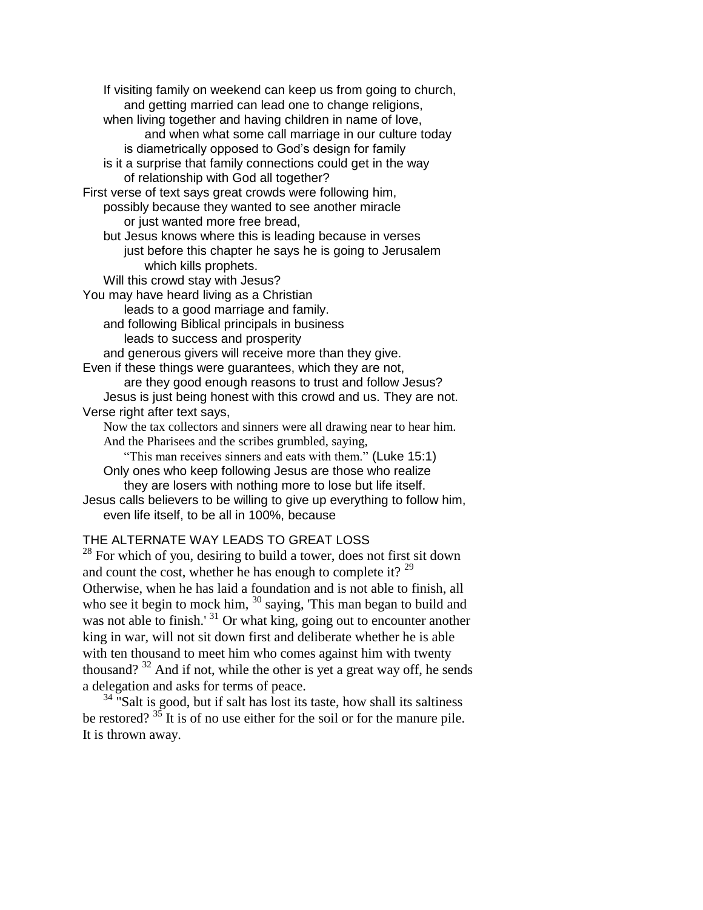If visiting family on weekend can keep us from going to church,
and getting married can lead one to change religions,
when living together and having children in name of love,
and when what some call marriage in our culture today
is diametrically opposed to God's design for family
is it a surprise that family connections could get in the way
of relationship with God all together?

First verse of text says great crowds were following him,
possibly because they wanted to see another miracle
or just wanted more free bread,
but Jesus knows where this is leading because in verses
just before this chapter he says he is going to Jerusalem
which kills prophets.
Will this crowd stay with Jesus?

You may have heard living as a Christian
leads to a good marriage and family.
and following Biblical principals in business
leads to success and prosperity
and generous givers will receive more than they give.

Even if these things were guarantees, which they are not,
are they good enough reasons to trust and follow Jesus?
Jesus is just being honest with this crowd and us. They are not.

Verse right after text says,

> Now the tax collectors and sinners were all drawing near to hear him. And the Pharisees and the scribes grumbled, saying, "This man receives sinners and eats with them." (Luke 15:1)

Only ones who keep following Jesus are those who realize
they are losers with nothing more to lose but life itself.

Jesus calls believers to be willing to give up everything to follow him,
even life itself, to be all in 100%, because

THE ALTERNATE WAY LEADS TO GREAT LOSS

28 For which of you, desiring to build a tower, does not first sit down and count the cost, whether he has enough to complete it? 29 Otherwise, when he has laid a foundation and is not able to finish, all who see it begin to mock him, 30 saying, 'This man began to build and was not able to finish.' 31 Or what king, going out to encounter another king in war, will not sit down first and deliberate whether he is able with ten thousand to meet him who comes against him with twenty thousand? 32 And if not, while the other is yet a great way off, he sends a delegation and asks for terms of peace.

34 "Salt is good, but if salt has lost its taste, how shall its saltiness be restored? 35 It is of no use either for the soil or for the manure pile. It is thrown away.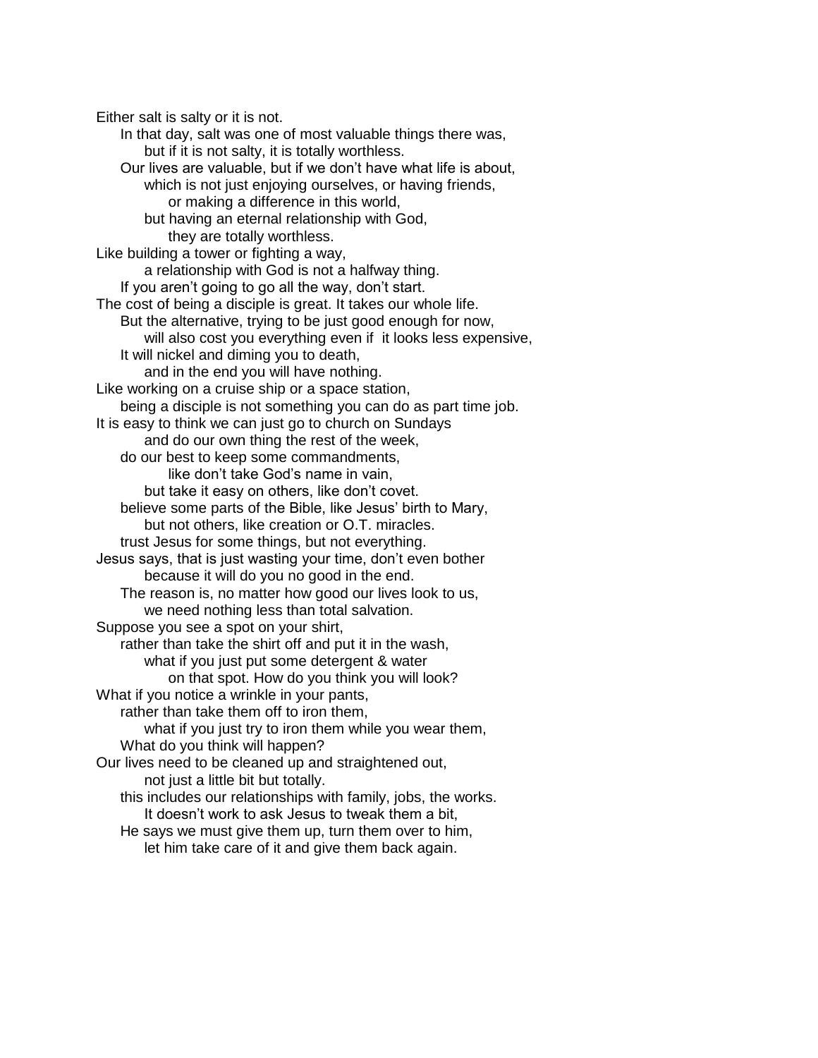Either salt is salty or it is not.
In that day, salt was one of most valuable things there was,
but if it is not salty, it is totally worthless.
Our lives are valuable, but if we don't have what life is about,
which is not just enjoying ourselves, or having friends,
or making a difference in this world,
but having an eternal relationship with God,
they are totally worthless.
Like building a tower or fighting a way,
a relationship with God is not a halfway thing.
If you aren't going to go all the way, don't start.
The cost of being a disciple is great. It takes our whole life.
But the alternative, trying to be just good enough for now,
will also cost you everything even if it looks less expensive,
It will nickel and diming you to death,
and in the end you will have nothing.
Like working on a cruise ship or a space station,
being a disciple is not something you can do as part time job.
It is easy to think we can just go to church on Sundays
and do our own thing the rest of the week,
do our best to keep some commandments,
like don't take God's name in vain,
but take it easy on others, like don't covet.
believe some parts of the Bible, like Jesus' birth to Mary,
but not others, like creation or O.T. miracles.
trust Jesus for some things, but not everything.
Jesus says, that is just wasting your time, don't even bother
because it will do you no good in the end.
The reason is, no matter how good our lives look to us,
we need nothing less than total salvation.
Suppose you see a spot on your shirt,
rather than take the shirt off and put it in the wash,
what if you just put some detergent & water
on that spot. How do you think you will look?
What if you notice a wrinkle in your pants,
rather than take them off to iron them,
what if you just try to iron them while you wear them,
What do you think will happen?
Our lives need to be cleaned up and straightened out,
not just a little bit but totally.
this includes our relationships with family, jobs, the works.
It doesn't work to ask Jesus to tweak them a bit,
He says we must give them up, turn them over to him,
let him take care of it and give them back again.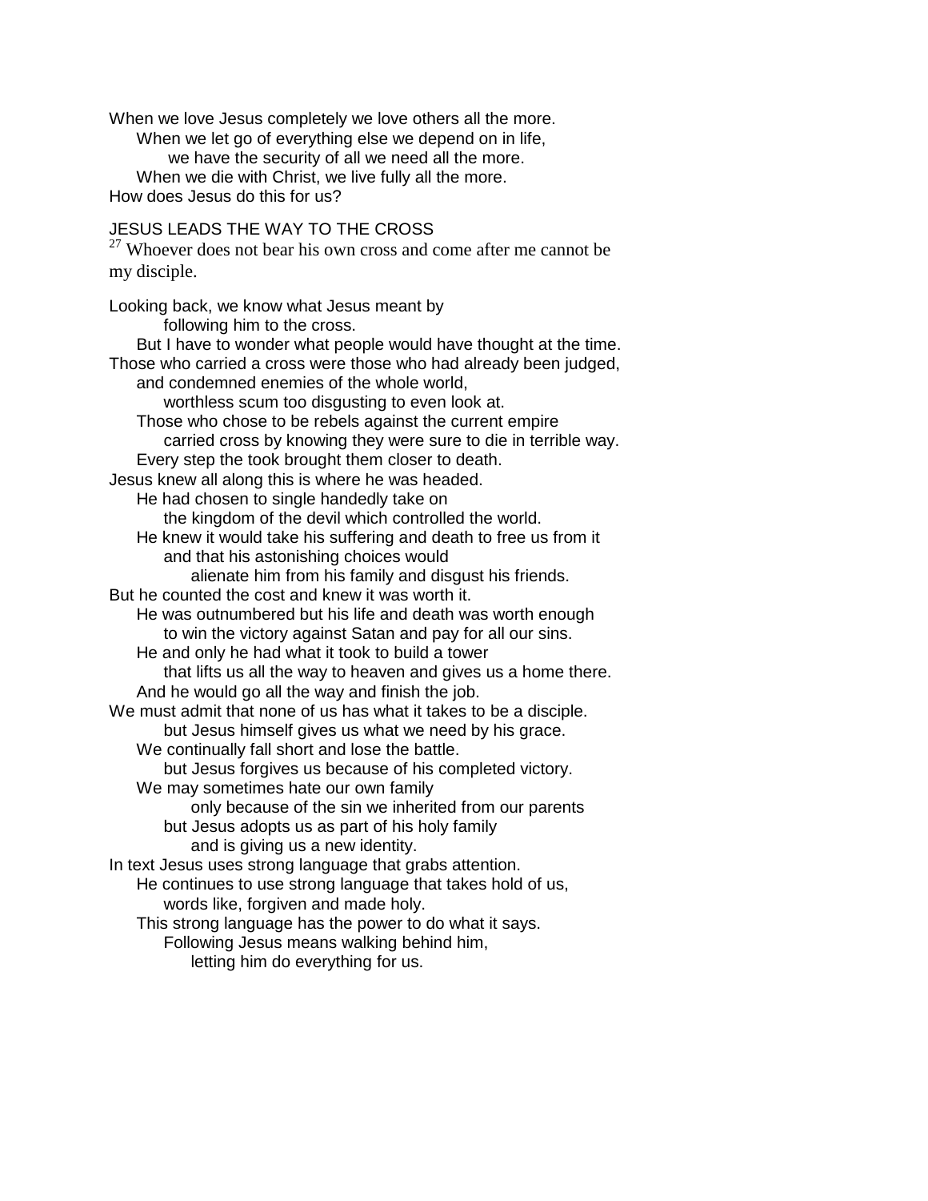When we love Jesus completely we love others all the more.
When we let go of everything else we depend on in life,
we have the security of all we need all the more.
When we die with Christ, we live fully all the more.
How does Jesus do this for us?

JESUS LEADS THE WAY TO THE CROSS

[27] Whoever does not bear his own cross and come after me cannot be my disciple.

Looking back, we know what Jesus meant by
following him to the cross.
But I have to wonder what people would have thought at the time.
Those who carried a cross were those who had already been judged,
and condemned enemies of the whole world,
worthless scum too disgusting to even look at.
Those who chose to be rebels against the current empire
carried cross by knowing they were sure to die in terrible way.
Every step the took brought them closer to death.
Jesus knew all along this is where he was headed.
He had chosen to single handedly take on
the kingdom of the devil which controlled the world.
He knew it would take his suffering and death to free us from it
and that his astonishing choices would
alienate him from his family and disgust his friends.
But he counted the cost and knew it was worth it.
He was outnumbered but his life and death was worth enough
to win the victory against Satan and pay for all our sins.
He and only he had what it took to build a tower
that lifts us all the way to heaven and gives us a home there.
And he would go all the way and finish the job.
We must admit that none of us has what it takes to be a disciple.
but Jesus himself gives us what we need by his grace.
We continually fall short and lose the battle.
but Jesus forgives us because of his completed victory.
We may sometimes hate our own family
only because of the sin we inherited from our parents
but Jesus adopts us as part of his holy family
and is giving us a new identity.
In text Jesus uses strong language that grabs attention.
He continues to use strong language that takes hold of us,
words like, forgiven and made holy.
This strong language has the power to do what it says.
Following Jesus means walking behind him,
letting him do everything for us.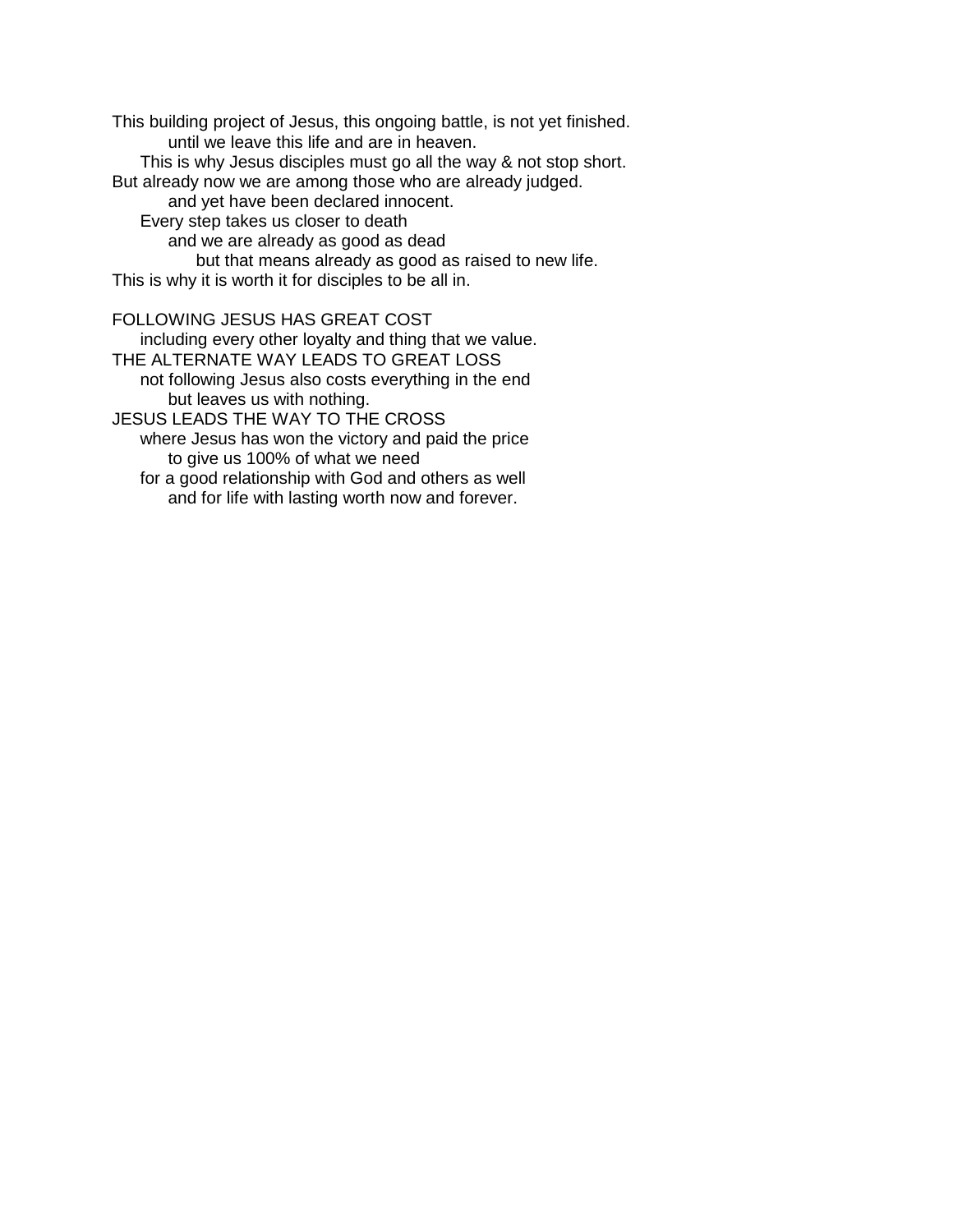This building project of Jesus, this ongoing battle, is not yet finished.
until we leave this life and are in heaven.
This is why Jesus disciples must go all the way & not stop short.
But already now we are among those who are already judged.
and yet have been declared innocent.
Every step takes us closer to death
and we are already as good as dead
but that means already as good as raised to new life.
This is why it is worth it for disciples to be all in.

FOLLOWING JESUS HAS GREAT COST
including every other loyalty and thing that we value.
THE ALTERNATE WAY LEADS TO GREAT LOSS
not following Jesus also costs everything in the end
but leaves us with nothing.
JESUS LEADS THE WAY TO THE CROSS
where Jesus has won the victory and paid the price
to give us 100% of what we need
for a good relationship with God and others as well
and for life with lasting worth now and forever.